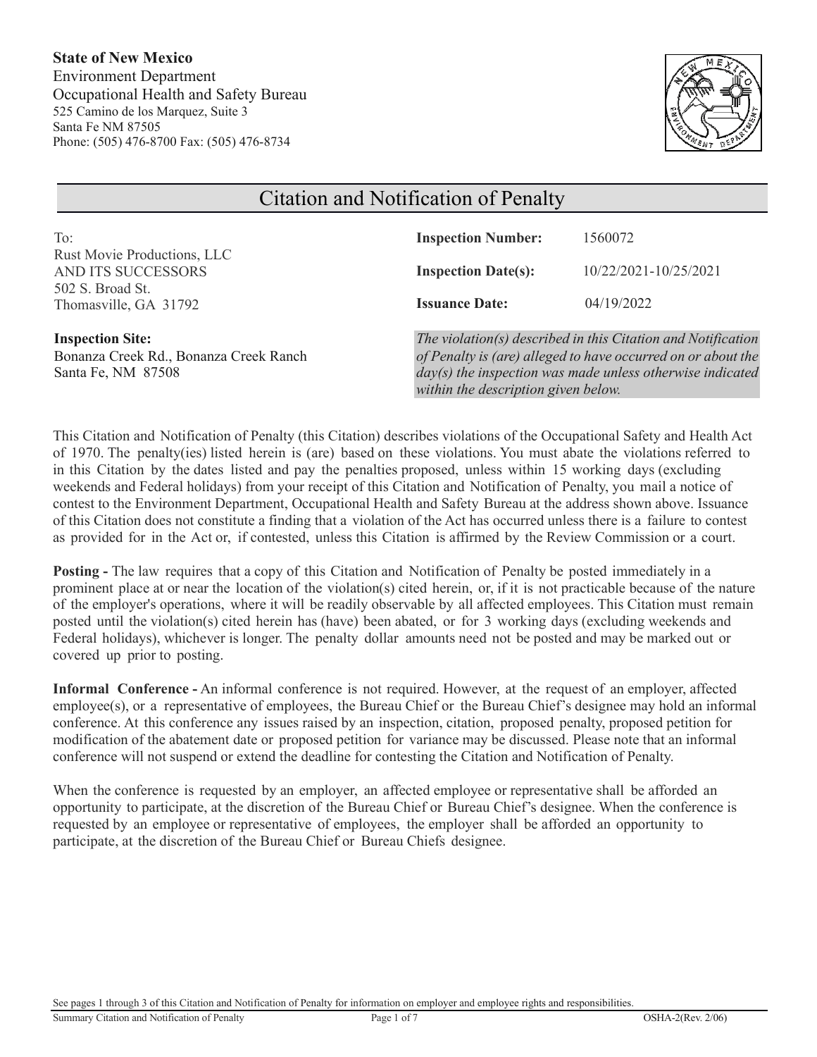**State of New Mexico**
Environment Department
Occupational Health and Safety Bureau
525 Camino de los Marquez, Suite 3
Santa Fe NM 87505
Phone: (505) 476-8700 Fax: (505) 476-8734

# Citation and Notification of Penalty

To:
Rust Movie Productions, LLC
AND ITS SUCCESSORS
502 S. Broad St.
Thomasville, GA 31792

**Inspection Site:**
Bonanza Creek Rd., Bonanza Creek Ranch
Santa Fe, NM 87508

**Inspection Number:** 1560072

**Inspection Date(s):** 10/22/2021-10/25/2021

**Issuance Date:** 04/19/2022

*The violation(s) described in this Citation and Notification of Penalty is (are) alleged to have occurred on or about the day(s) the inspection was made unless otherwise indicated within the description given below.*

This Citation and Notification of Penalty (this Citation) describes violations of the Occupational Safety and Health Act of 1970. The penalty(ies) listed herein is (are) based on these violations. You must abate the violations referred to in this Citation by the dates listed and pay the penalties proposed, unless within 15 working days (excluding weekends and Federal holidays) from your receipt of this Citation and Notification of Penalty, you mail a notice of contest to the Environment Department, Occupational Health and Safety Bureau at the address shown above. Issuance of this Citation does not constitute a finding that a violation of the Act has occurred unless there is a failure to contest as provided for in the Act or, if contested, unless this Citation is affirmed by the Review Commission or a court.

**Posting -** The law requires that a copy of this Citation and Notification of Penalty be posted immediately in a prominent place at or near the location of the violation(s) cited herein, or, if it is not practicable because of the nature of the employer's operations, where it will be readily observable by all affected employees. This Citation must remain posted until the violation(s) cited herein has (have) been abated, or for 3 working days (excluding weekends and Federal holidays), whichever is longer. The penalty dollar amounts need not be posted and may be marked out or covered up prior to posting.

**Informal Conference -** An informal conference is not required. However, at the request of an employer, affected employee(s), or a representative of employees, the Bureau Chief or the Bureau Chief's designee may hold an informal conference. At this conference any issues raised by an inspection, citation, proposed penalty, proposed petition for modification of the abatement date or proposed petition for variance may be discussed. Please note that an informal conference will not suspend or extend the deadline for contesting the Citation and Notification of Penalty.

When the conference is requested by an employer, an affected employee or representative shall be afforded an opportunity to participate, at the discretion of the Bureau Chief or Bureau Chief's designee. When the conference is requested by an employee or representative of employees, the employer shall be afforded an opportunity to participate, at the discretion of the Bureau Chief or Bureau Chiefs designee.

See pages 1 through 3 of this Citation and Notification of Penalty for information on employer and employee rights and responsibilities.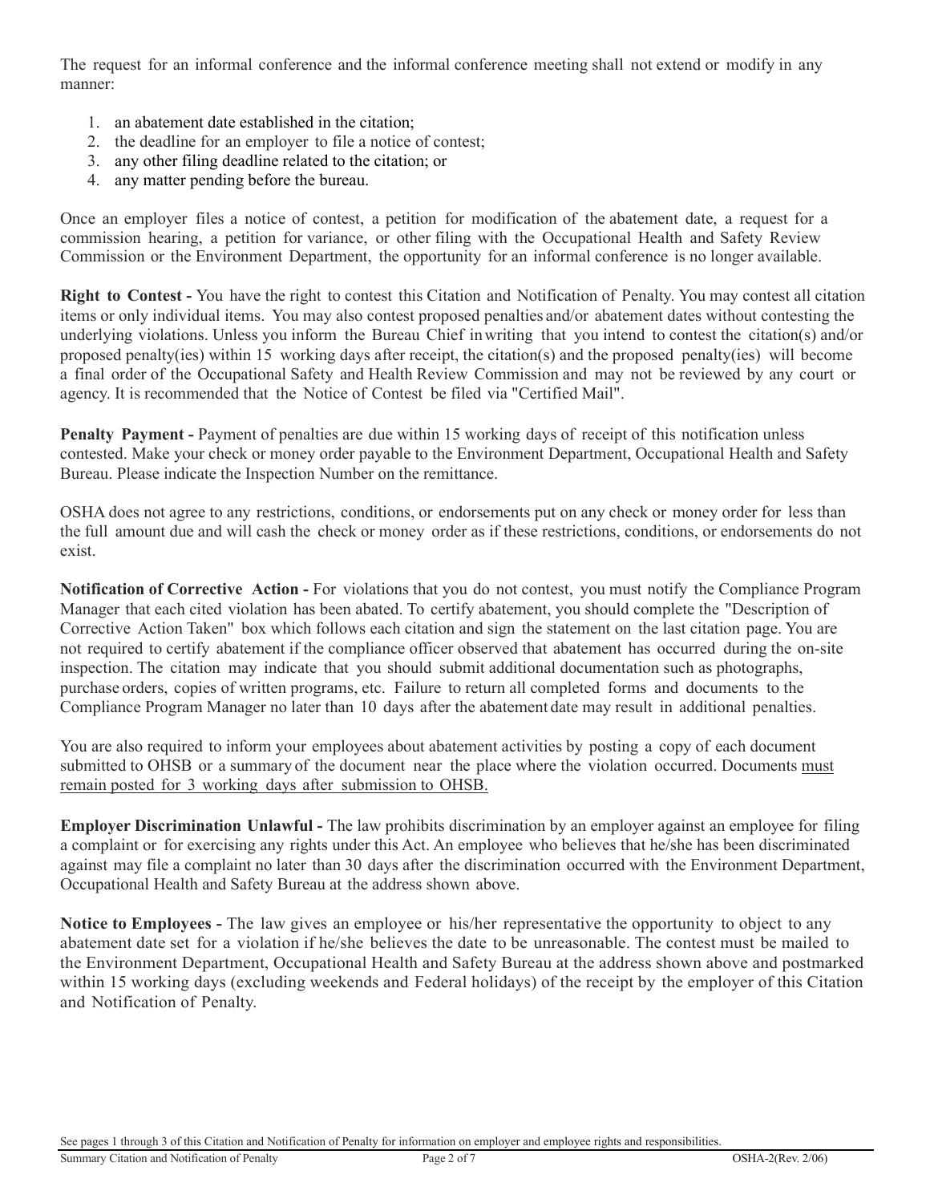The request for an informal conference and the informal conference meeting shall not extend or modify in any manner:

1. an abatement date established in the citation;
2. the deadline for an employer to file a notice of contest;
3. any other filing deadline related to the citation; or
4. any matter pending before the bureau.

Once an employer files a notice of contest, a petition for modification of the abatement date, a request for a commission hearing, a petition for variance, or other filing with the Occupational Health and Safety Review Commission or the Environment Department, the opportunity for an informal conference is no longer available.

**Right to Contest -** You have the right to contest this Citation and Notification of Penalty. You may contest all citation items or only individual items. You may also contest proposed penalties and/or abatement dates without contesting the underlying violations. Unless you inform the Bureau Chief in writing that you intend to contest the citation(s) and/or proposed penalty(ies) within 15 working days after receipt, the citation(s) and the proposed penalty(ies) will become a final order of the Occupational Safety and Health Review Commission and may not be reviewed by any court or agency. It is recommended that the Notice of Contest be filed via "Certified Mail".

**Penalty Payment -** Payment of penalties are due within 15 working days of receipt of this notification unless contested. Make your check or money order payable to the Environment Department, Occupational Health and Safety Bureau. Please indicate the Inspection Number on the remittance.

OSHA does not agree to any restrictions, conditions, or endorsements put on any check or money order for less than the full amount due and will cash the check or money order as if these restrictions, conditions, or endorsements do not exist.

**Notification of Corrective Action -** For violations that you do not contest, you must notify the Compliance Program Manager that each cited violation has been abated. To certify abatement, you should complete the "Description of Corrective Action Taken" box which follows each citation and sign the statement on the last citation page. You are not required to certify abatement if the compliance officer observed that abatement has occurred during the on-site inspection. The citation may indicate that you should submit additional documentation such as photographs, purchase orders, copies of written programs, etc. Failure to return all completed forms and documents to the Compliance Program Manager no later than 10 days after the abatement date may result in additional penalties.

You are also required to inform your employees about abatement activities by posting a copy of each document submitted to OHSB or a summary of the document near the place where the violation occurred. Documents <u>must remain posted for 3 working days after submission to OHSB.</u>

**Employer Discrimination Unlawful -** The law prohibits discrimination by an employer against an employee for filing a complaint or for exercising any rights under this Act. An employee who believes that he/she has been discriminated against may file a complaint no later than 30 days after the discrimination occurred with the Environment Department, Occupational Health and Safety Bureau at the address shown above.

**Notice to Employees -** The law gives an employee or his/her representative the opportunity to object to any abatement date set for a violation if he/she believes the date to be unreasonable. The contest must be mailed to the Environment Department, Occupational Health and Safety Bureau at the address shown above and postmarked within 15 working days (excluding weekends and Federal holidays) of the receipt by the employer of this Citation and Notification of Penalty.

See pages 1 through 3 of this Citation and Notification of Penalty for information on employer and employee rights and responsibilities.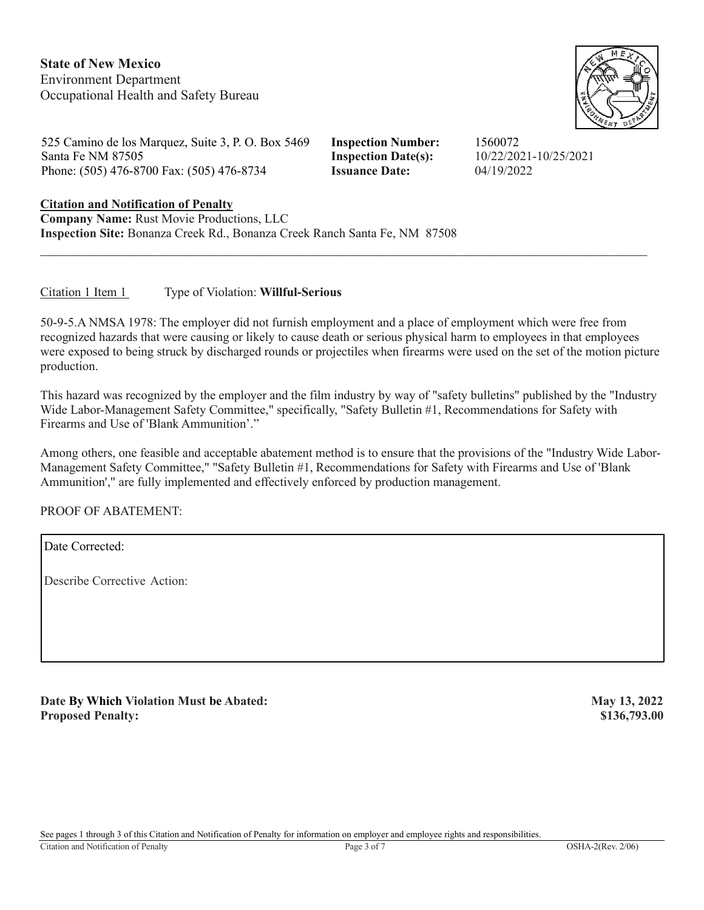**State of New Mexico**
Environment Department
Occupational Health and Safety Bureau

525 Camino de los Marquez, Suite 3, P. O. Box 5469
Santa Fe NM 87505
Phone: (505) 476-8700 Fax: (505) 476-8734

**Inspection Number:** 1560072
**Inspection Date(s):** 10/22/2021-10/25/2021
**Issuance Date:** 04/19/2022

**Citation and Notification of Penalty**
**Company Name:** Rust Movie Productions, LLC
**Inspection Site:** Bonanza Creek Rd., Bonanza Creek Ranch Santa Fe, NM 87508

---

Citation 1 Item 1 Type of Violation: **Willful-Serious**

50-9-5.A NMSA 1978: The employer did not furnish employment and a place of employment which were free from recognized hazards that were causing or likely to cause death or serious physical harm to employees in that employees were exposed to being struck by discharged rounds or projectiles when firearms were used on the set of the motion picture production.

This hazard was recognized by the employer and the film industry by way of "safety bulletins" published by the "Industry Wide Labor-Management Safety Committee," specifically, "Safety Bulletin #1, Recommendations for Safety with Firearms and Use of 'Blank Ammunition'."

Among others, one feasible and acceptable abatement method is to ensure that the provisions of the "Industry Wide Labor-Management Safety Committee," "Safety Bulletin #1, Recommendations for Safety with Firearms and Use of 'Blank Ammunition'," are fully implemented and effectively enforced by production management.

PROOF OF ABATEMENT:

Date Corrected:

Describe Corrective Action:

**Date By Which Violation Must be Abated:** **May 13, 2022**
**Proposed Penalty:** **$136,793.00**

See pages 1 through 3 of this Citation and Notification of Penalty for information on employer and employee rights and responsibilities.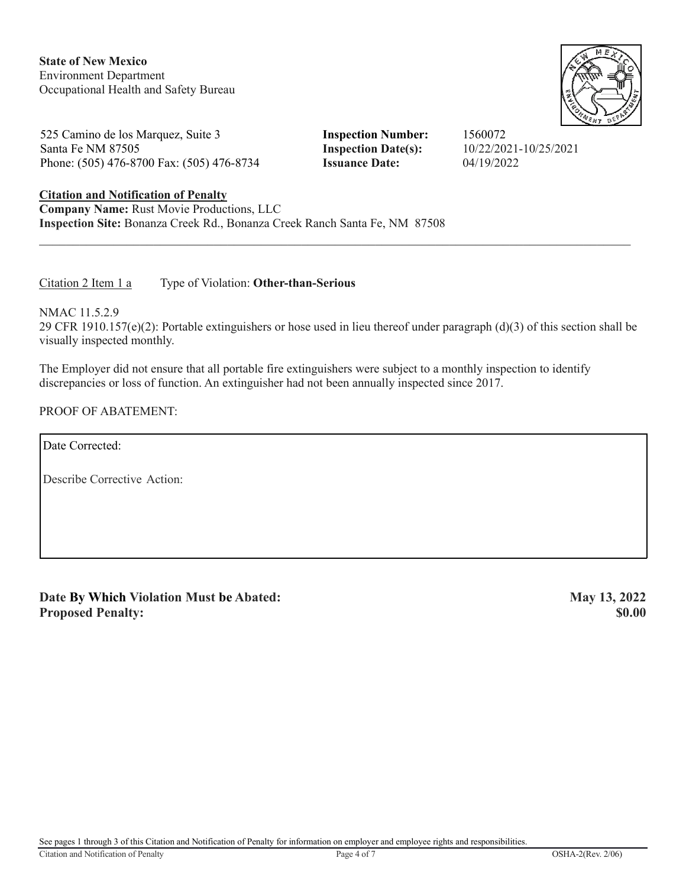**State of New Mexico**
Environment Department
Occupational Health and Safety Bureau

525 Camino de los Marquez, Suite 3
Santa Fe NM 87505
Phone: (505) 476-8700 Fax: (505) 476-8734

**Inspection Number:** 1560072
**Inspection Date(s):** 10/22/2021-10/25/2021
**Issuance Date:** 04/19/2022

**Citation and Notification of Penalty**
**Company Name:** Rust Movie Productions, LLC
**Inspection Site:** Bonanza Creek Rd., Bonanza Creek Ranch Santa Fe, NM 87508

---

Citation 2 Item 1 a    Type of Violation: **Other-than-Serious**

NMAC 11.5.2.9
29 CFR 1910.157(e)(2): Portable extinguishers or hose used in lieu thereof under paragraph (d)(3) of this section shall be visually inspected monthly.

The Employer did not ensure that all portable fire extinguishers were subject to a monthly inspection to identify discrepancies or loss of function. An extinguisher had not been annually inspected since 2017.

PROOF OF ABATEMENT:

| Date Corrected: |
|---|
| Describe Corrective Action: |

**Date By Which Violation Must be Abated:** **May 13, 2022**
**Proposed Penalty:** **$0.00**

See pages 1 through 3 of this Citation and Notification of Penalty for information on employer and employee rights and responsibilities.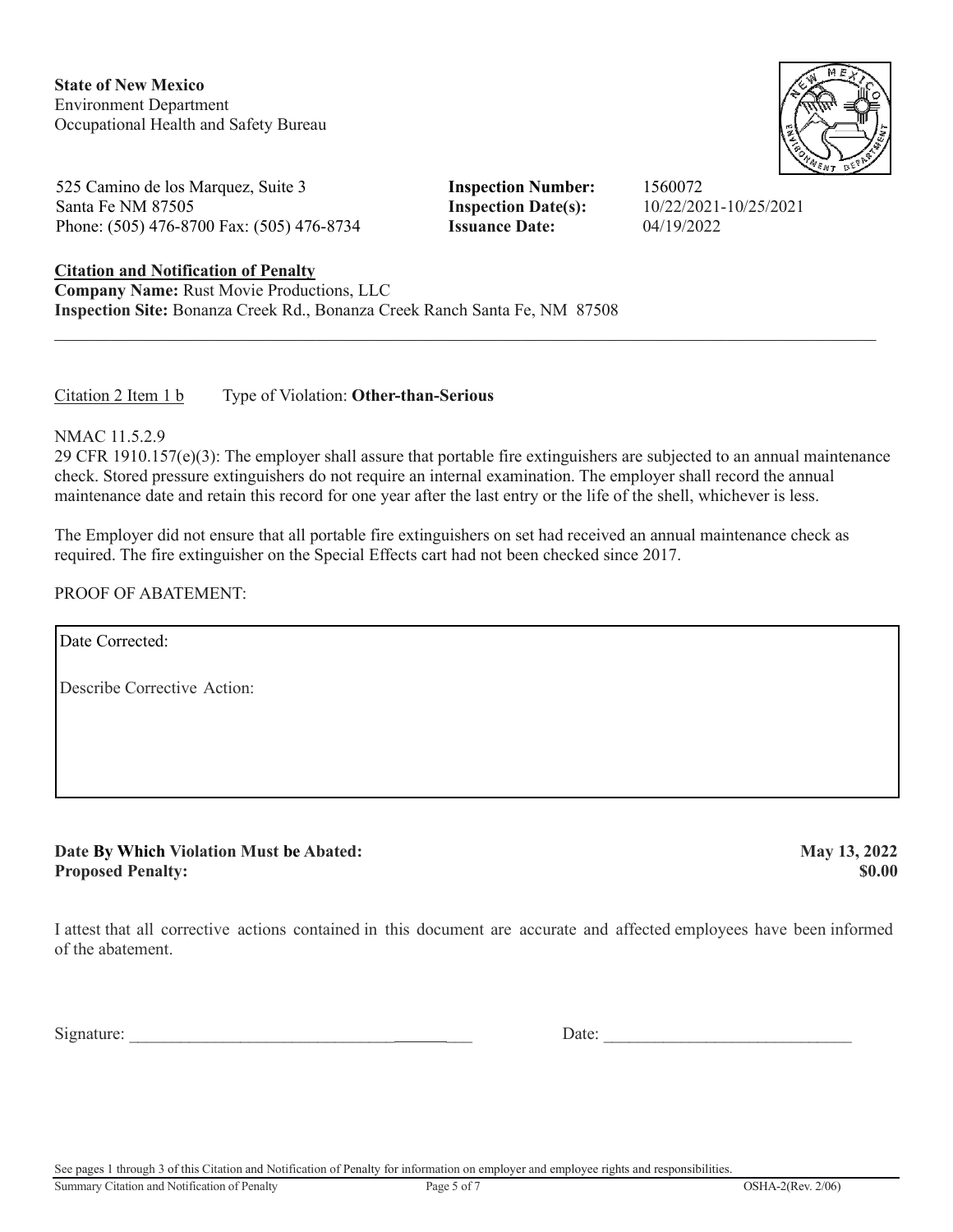**State of New Mexico**
Environment Department
Occupational Health and Safety Bureau

525 Camino de los Marquez, Suite 3
Santa Fe NM 87505
Phone: (505) 476-8700 Fax: (505) 476-8734

**Inspection Number:** 1560072
**Inspection Date(s):** 10/22/2021-10/25/2021
**Issuance Date:** 04/19/2022

**Citation and Notification of Penalty**
**Company Name:** Rust Movie Productions, LLC
**Inspection Site:** Bonanza Creek Rd., Bonanza Creek Ranch Santa Fe, NM 87508

---

Citation 2 Item 1 b    Type of Violation: **Other-than-Serious**

NMAC 11.5.2.9
29 CFR 1910.157(e)(3): The employer shall assure that portable fire extinguishers are subjected to an annual maintenance check. Stored pressure extinguishers do not require an internal examination. The employer shall record the annual maintenance date and retain this record for one year after the last entry or the life of the shell, whichever is less.

The Employer did not ensure that all portable fire extinguishers on set had received an annual maintenance check as required. The fire extinguisher on the Special Effects cart had not been checked since 2017.

PROOF OF ABATEMENT:

Date Corrected:

Describe Corrective Action:

**Date By Which Violation Must be Abated:** **May 13, 2022**
**Proposed Penalty:** **$0.00**

I attest that all corrective actions contained in this document are accurate and affected employees have been informed of the abatement.

Signature: ________________________________________    Date: _____________________________

See pages 1 through 3 of this Citation and Notification of Penalty for information on employer and employee rights and responsibilities.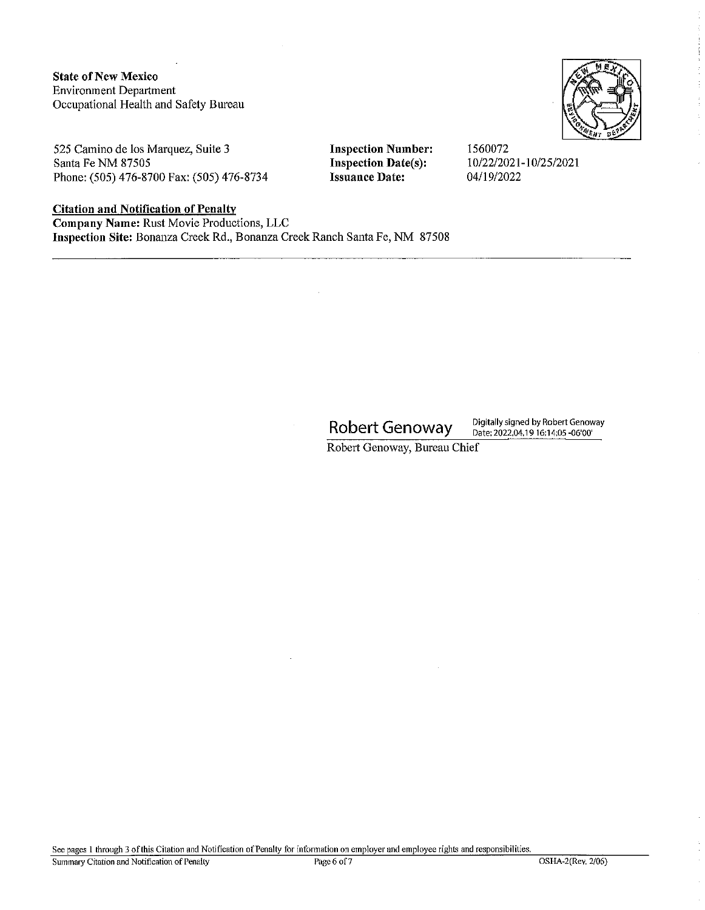**State of New Mexico**
Environment Department
Occupational Health and Safety Bureau

525 Camino de los Marquez, Suite 3
Santa Fe NM 87505
Phone: (505) 476-8700 Fax: (505) 476-8734

**Inspection Number:** 1560072
**Inspection Date(s):** 10/22/2021-10/25/2021
**Issuance Date:** 04/19/2022

**Citation and Notification of Penalty**
**Company Name:** Rust Movie Productions, LLC
**Inspection Site:** Bonanza Creek Rd., Bonanza Creek Ranch Santa Fe, NM 87508

---

Robert Genoway — Digitally signed by Robert Genoway Date: 2022.04.19 16:14:05 -06'00'

Robert Genoway, Bureau Chief

See pages 1 through 3 of this Citation and Notification of Penalty for information on employer and employee rights and responsibilities.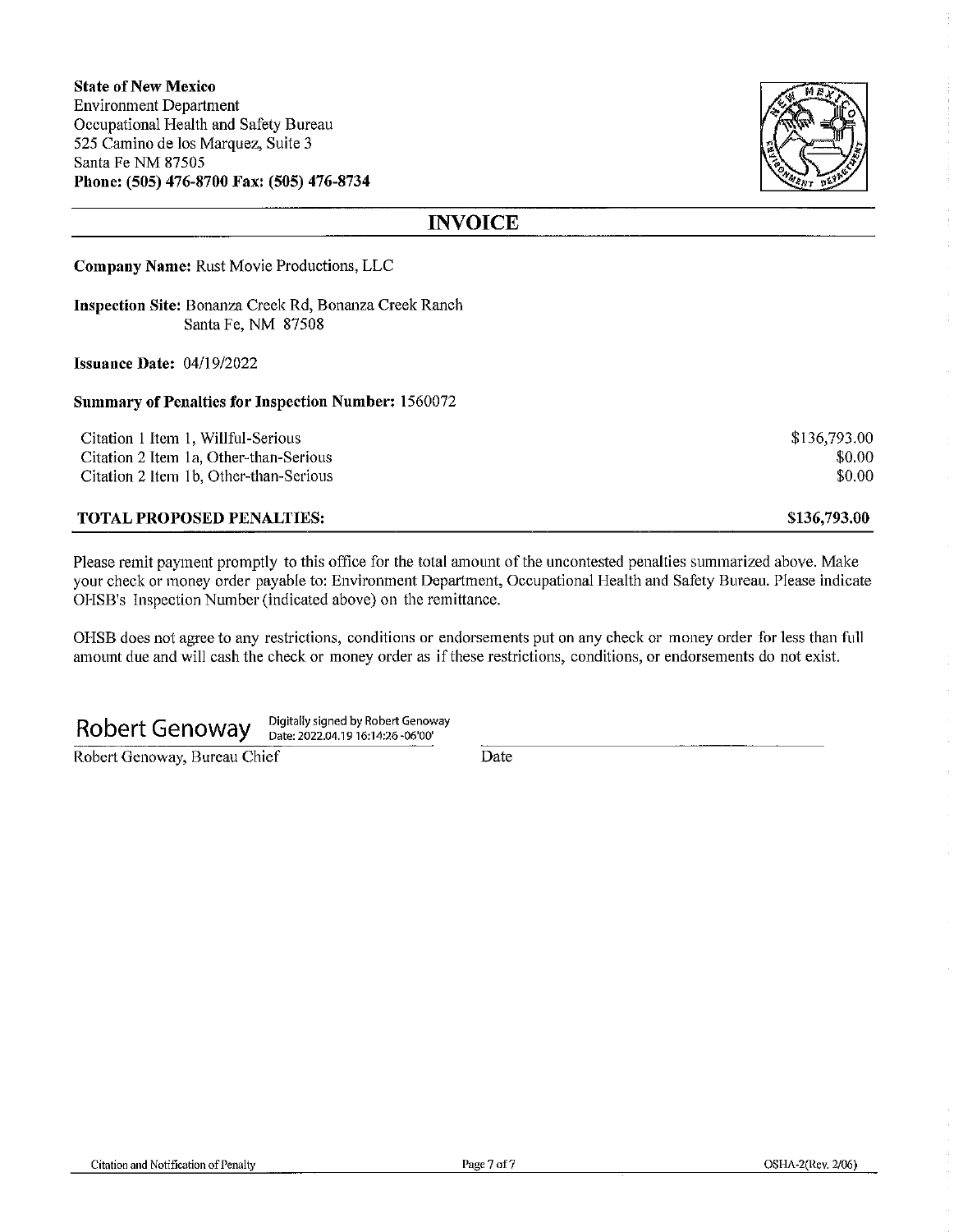**State of New Mexico**
Environment Department
Occupational Health and Safety Bureau
525 Camino de los Marquez, Suite 3
Santa Fe NM 87505
**Phone: (505) 476-8700 Fax: (505) 476-8734**

# INVOICE

**Company Name:** Rust Movie Productions, LLC

**Inspection Site:** Bonanza Creek Rd, Bonanza Creek Ranch
Santa Fe, NM 87508

**Issuance Date:** 04/19/2022

**Summary of Penalties for Inspection Number:** 1560072

| | |
|---|---|
| Citation 1 Item 1, Willful-Serious | $136,793.00 |
| Citation 2 Item 1a, Other-than-Serious | $0.00 |
| Citation 2 Item 1b, Other-than-Serious | $0.00 |
| **TOTAL PROPOSED PENALTIES:** | **$136,793.00** |

Please remit payment promptly to this office for the total amount of the uncontested penalties summarized above. Make your check or money order payable to: Environment Department, Occupational Health and Safety Bureau. Please indicate OHSB's Inspection Number (indicated above) on the remittance.

OHSB does not agree to any restrictions, conditions or endorsements put on any check or money order for less than full amount due and will cash the check or money order as if these restrictions, conditions, or endorsements do not exist.

Robert Genoway — Digitally signed by Robert Genoway Date: 2022.04.19 16:14:26 -06'00'

Robert Genoway, Bureau Chief

Date

Citation and Notification of Penalty

OSHA-2(Rev. 2/06)